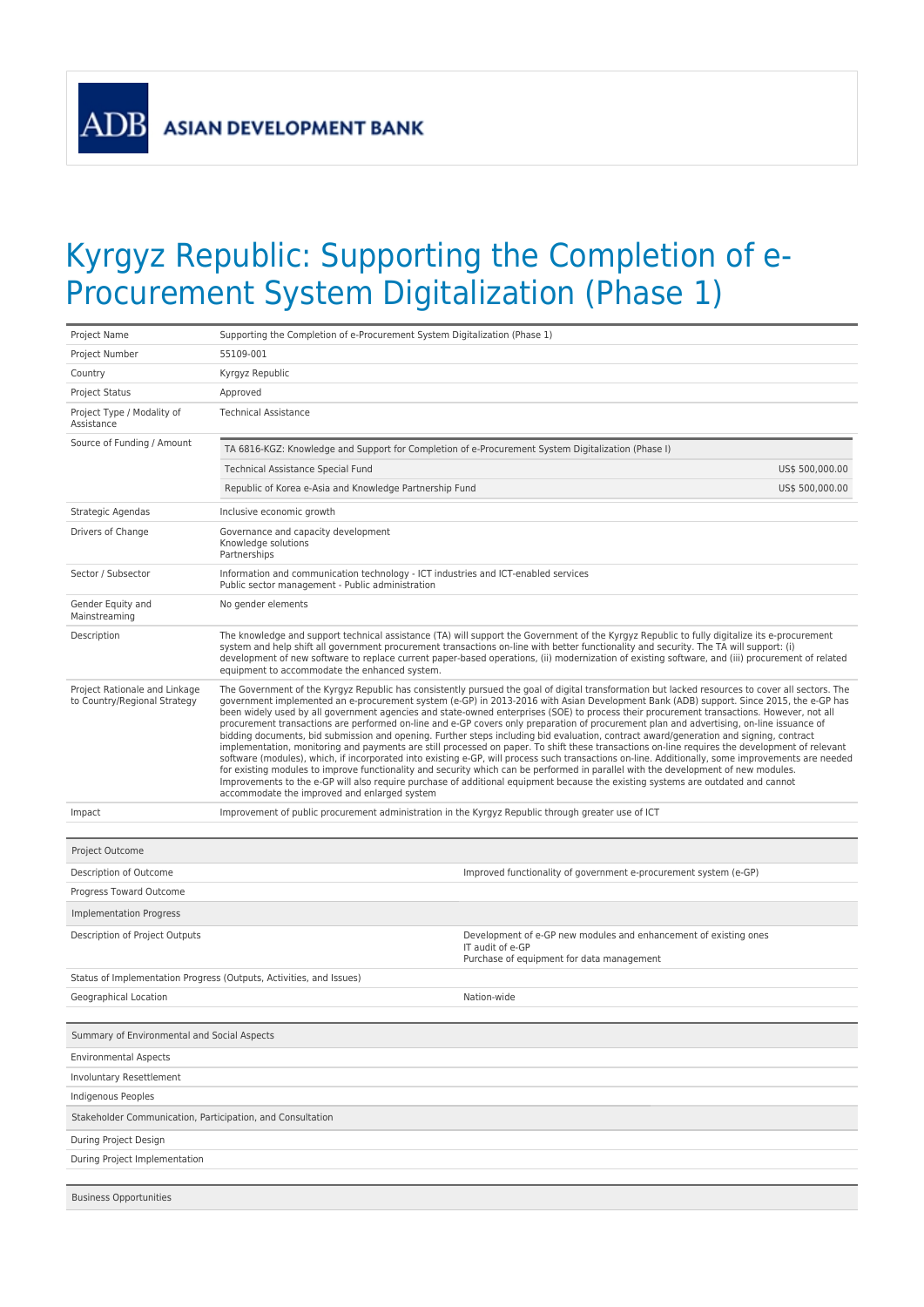ADB ASIAN DEVELOPMENT BANK

# Kyrgyz Republic: Supporting the Completion of e-Procurement System Digitalization (Phase 1)

| | |
|---|---|
| Project Name | Supporting the Completion of e-Procurement System Digitalization (Phase 1) |
| Project Number | 55109-001 |
| Country | Kyrgyz Republic |
| Project Status | Approved |
| Project Type / Modality of Assistance | Technical Assistance |
| Source of Funding / Amount | TA 6816-KGZ: Knowledge and Support for Completion of e-Procurement System Digitalization (Phase I)<br>Technical Assistance Special Fund US$ 500,000.00<br>Republic of Korea e-Asia and Knowledge Partnership Fund US$ 500,000.00 |
| Strategic Agendas | Inclusive economic growth |
| Drivers of Change | Governance and capacity development<br>Knowledge solutions<br>Partnerships |
| Sector / Subsector | Information and communication technology - ICT industries and ICT-enabled services<br>Public sector management - Public administration |
| Gender Equity and Mainstreaming | No gender elements |
| Description | The knowledge and support technical assistance (TA) will support the Government of the Kyrgyz Republic to fully digitalize its e-procurement system and help shift all government procurement transactions on-line with better functionality and security. The TA will support: (i) development of new software to replace current paper-based operations, (ii) modernization of existing software, and (iii) procurement of related equipment to accommodate the enhanced system. |
| Project Rationale and Linkage to Country/Regional Strategy | The Government of the Kyrgyz Republic has consistently pursued the goal of digital transformation but lacked resources to cover all sectors. The government implemented an e-procurement system (e-GP) in 2013-2016 with Asian Development Bank (ADB) support. Since 2015, the e-GP has been widely used by all government agencies and state-owned enterprises (SOE) to process their procurement transactions. However, not all procurement transactions are performed on-line and e-GP covers only preparation of procurement plan and advertising, on-line issuance of bidding documents, bid submission and opening. Further steps including bid evaluation, contract award/generation and signing, contract implementation, monitoring and payments are still processed on paper. To shift these transactions on-line requires the development of relevant software (modules), which, if incorporated into existing e-GP, will process such transactions on-line. Additionally, some improvements are needed for existing modules to improve functionality and security which can be performed in parallel with the development of new modules. Improvements to the e-GP will also require purchase of additional equipment because the existing systems are outdated and cannot accommodate the improved and enlarged system |
| Impact | Improvement of public procurement administration in the Kyrgyz Republic through greater use of ICT |

| Project Outcome | |
|---|---|
| Description of Outcome | Improved functionality of government e-procurement system (e-GP) |
| Progress Toward Outcome | |
| **Implementation Progress** | |
| Description of Project Outputs | Development of e-GP new modules and enhancement of existing ones<br>IT audit of e-GP<br>Purchase of equipment for data management |
| Status of Implementation Progress (Outputs, Activities, and Issues) | |
| Geographical Location | Nation-wide |

| Summary of Environmental and Social Aspects |
|---|
| Environmental Aspects |
| Involuntary Resettlement |
| Indigenous Peoples |
| **Stakeholder Communication, Participation, and Consultation** |
| During Project Design |
| During Project Implementation |

| Business Opportunities |
|---|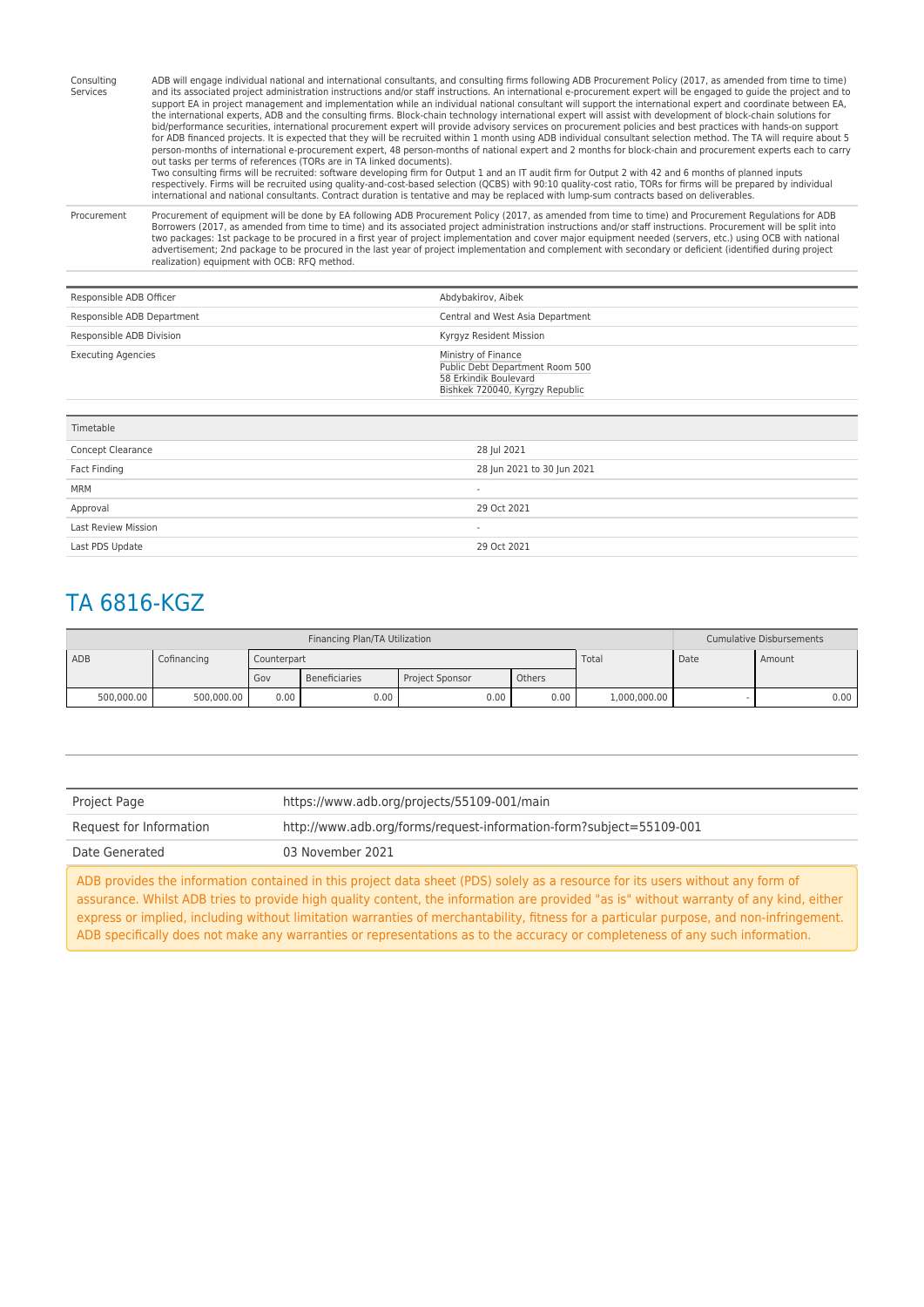| | |
|---|---|
| Consulting Services | ADB will engage individual national and international consultants, and consulting firms following ADB Procurement Policy (2017, as amended from time to time) and its associated project administration instructions and/or staff instructions. An international e-procurement expert will be engaged to guide the project and to support EA in project management and implementation while an individual national consultant will support the international expert and coordinate between EA, the international experts, ADB and the consulting firms. Block-chain technology international expert will assist with development of block-chain solutions for bid/performance securities, international procurement expert will provide advisory services on procurement policies and best practices with hands-on support for ADB financed projects. It is expected that they will be recruited within 1 month using ADB individual consultant selection method. The TA will require about 5 person-months of international e-procurement expert, 48 person-months of national expert and 2 months for block-chain and procurement experts each to carry out tasks per terms of references (TORs are in TA linked documents).<br>Two consulting firms will be recruited: software developing firm for Output 1 and an IT audit firm for Output 2 with 42 and 6 months of planned inputs respectively. Firms will be recruited using quality-and-cost-based selection (QCBS) with 90:10 quality-cost ratio, TORs for firms will be prepared by individual international and national consultants. Contract duration is tentative and may be replaced with lump-sum contracts based on deliverables. |
| Procurement | Procurement of equipment will be done by EA following ADB Procurement Policy (2017, as amended from time to time) and Procurement Regulations for ADB Borrowers (2017, as amended from time to time) and its associated project administration instructions and/or staff instructions. Procurement will be split into two packages: 1st package to be procured in a first year of project implementation and cover major equipment needed (servers, etc.) using OCB with national advertisement; 2nd package to be procured in the last year of project implementation and complement with secondary or deficient (identified during project realization) equipment with OCB: RFQ method. |

| | |
|---|---|
| Responsible ADB Officer | Abdybakirov, Aibek |
| Responsible ADB Department | Central and West Asia Department |
| Responsible ADB Division | Kyrgyz Resident Mission |
| Executing Agencies | Ministry of Finance<br>Public Debt Department Room 500<br>58 Erkindik Boulevard<br>Bishkek 720040, Kyrgzy Republic |

| Timetable | |
|---|---|
| Concept Clearance | 28 Jul 2021 |
| Fact Finding | 28 Jun 2021 to 30 Jun 2021 |
| MRM | - |
| Approval | 29 Oct 2021 |
| Last Review Mission | - |
| Last PDS Update | 29 Oct 2021 |

## TA 6816-KGZ

| Financing Plan/TA Utilization | | | | | | | Cumulative Disbursements | |
|---|---|---|---|---|---|---|---|---|
| ADB | Cofinancing | Counterpart | | | | Total | Date | Amount |
| | | Gov | Beneficiaries | Project Sponsor | Others | | | |
| 500,000.00 | 500,000.00 | 0.00 | 0.00 | 0.00 | 0.00 | 1,000,000.00 | - | 0.00 |

| | |
|---|---|
| Project Page | https://www.adb.org/projects/55109-001/main |
| Request for Information | http://www.adb.org/forms/request-information-form?subject=55109-001 |
| Date Generated | 03 November 2021 |

ADB provides the information contained in this project data sheet (PDS) solely as a resource for its users without any form of assurance. Whilst ADB tries to provide high quality content, the information are provided "as is" without warranty of any kind, either express or implied, including without limitation warranties of merchantability, fitness for a particular purpose, and non-infringement. ADB specifically does not make any warranties or representations as to the accuracy or completeness of any such information.